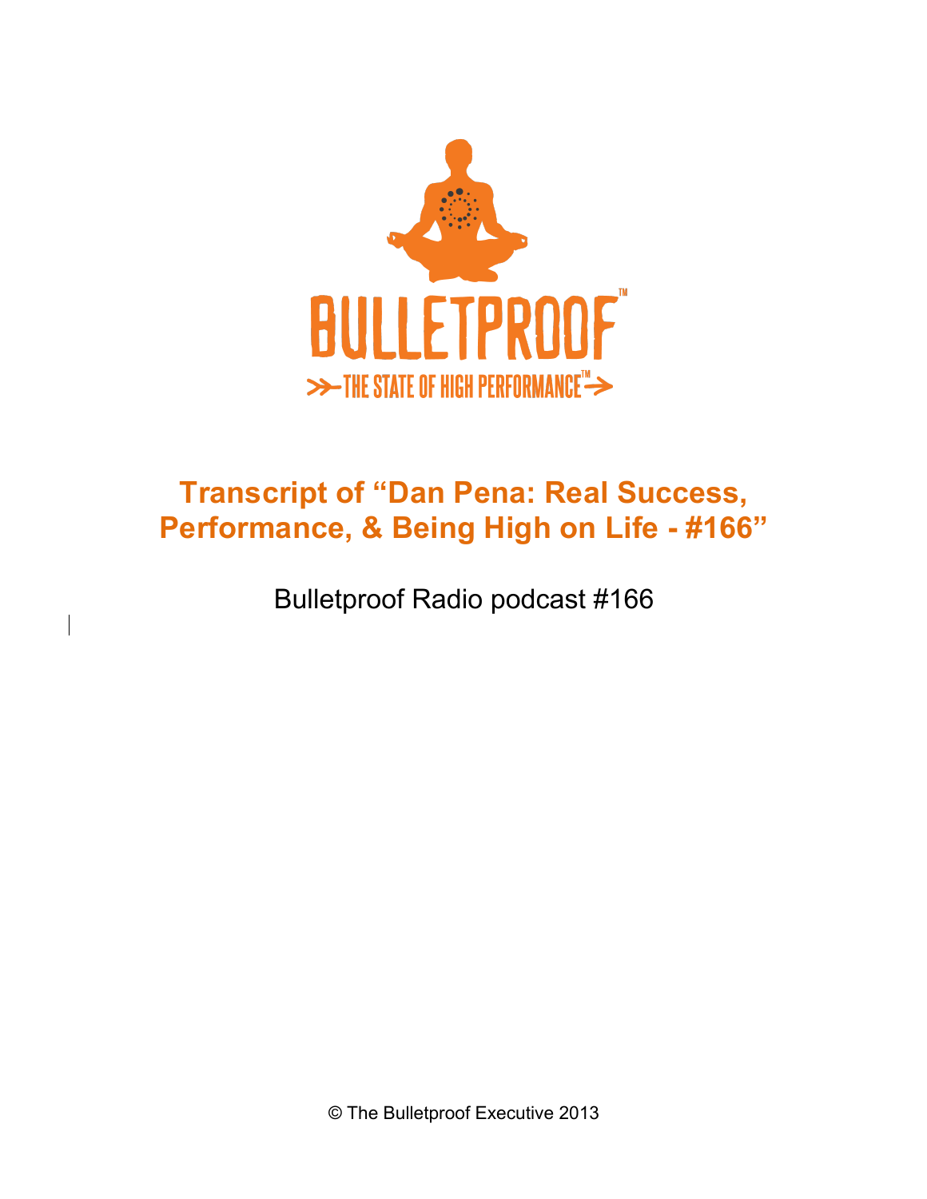BULLETPROOF™

THE STATE OF HIGH PERFORMANCE™

# Transcript of "Dan Pena: Real Success, Performance, & Being High on Life - #166"

Bulletproof Radio podcast #166

© The Bulletproof Executive 2013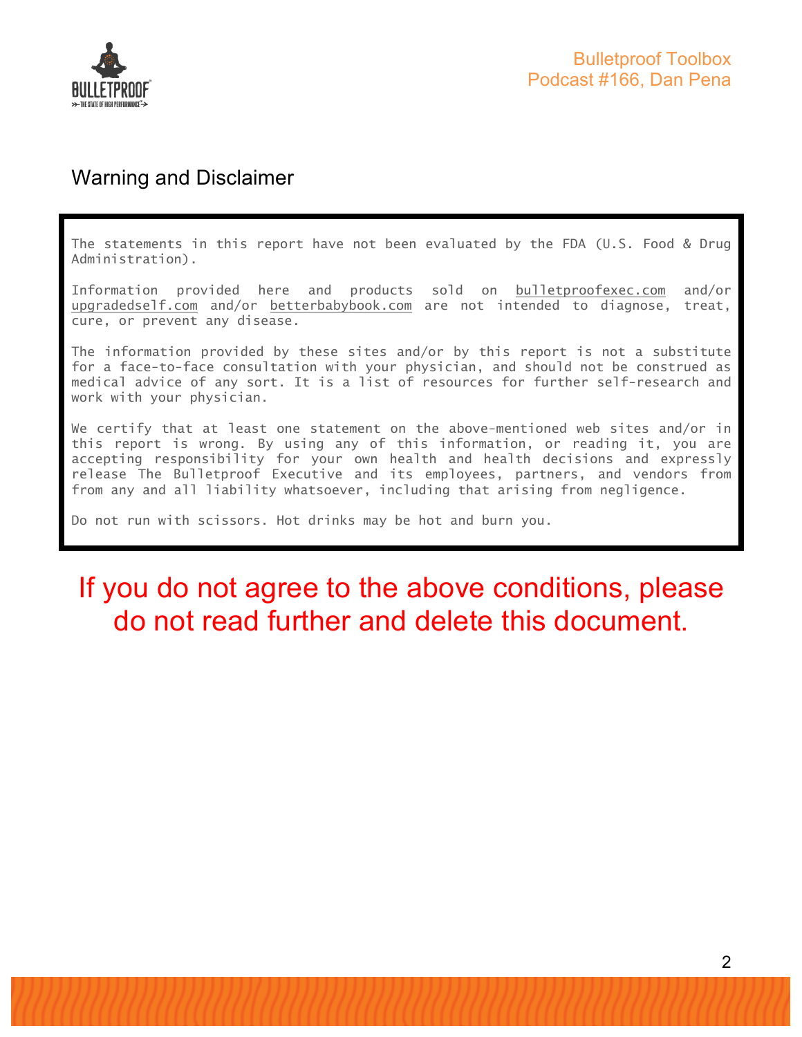## Warning and Disclaimer

The statements in this report have not been evaluated by the FDA (U.S. Food & Drug Administration).

Information provided here and products sold on bulletproofexec.com and/or upgradedself.com and/or betterbabybook.com are not intended to diagnose, treat, cure, or prevent any disease.

The information provided by these sites and/or by this report is not a substitute for a face-to-face consultation with your physician, and should not be construed as medical advice of any sort. It is a list of resources for further self-research and work with your physician.

We certify that at least one statement on the above-mentioned web sites and/or in this report is wrong. By using any of this information, or reading it, you are accepting responsibility for your own health and health decisions and expressly release The Bulletproof Executive and its employees, partners, and vendors from from any and all liability whatsoever, including that arising from negligence.

Do not run with scissors. Hot drinks may be hot and burn you.

**If you do not agree to the above conditions, please do not read further and delete this document.**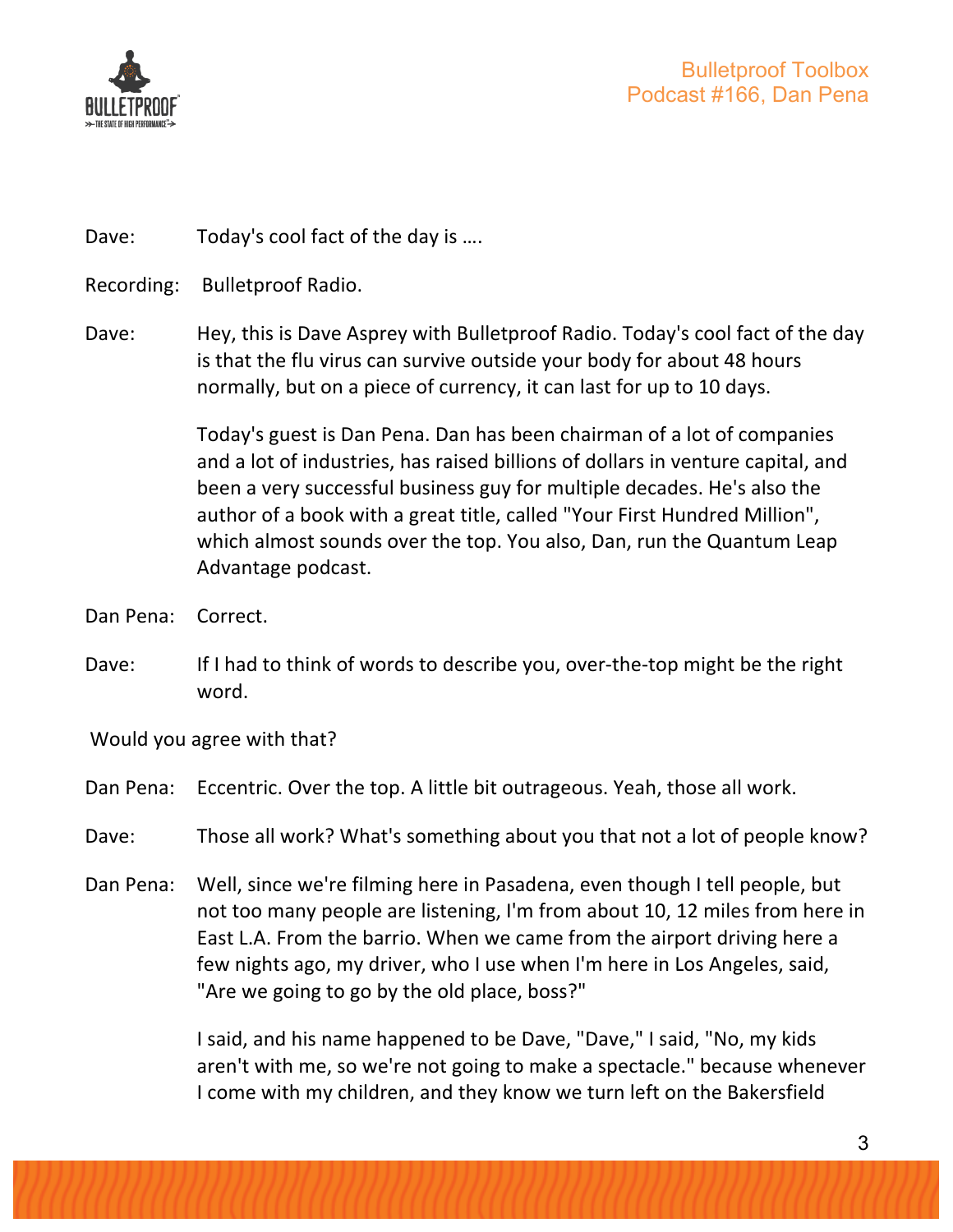Dave: Today's cool fact of the day is ….

Recording: Bulletproof Radio.

Dave: Hey, this is Dave Asprey with Bulletproof Radio. Today's cool fact of the day is that the flu virus can survive outside your body for about 48 hours normally, but on a piece of currency, it can last for up to 10 days.

Today's guest is Dan Pena. Dan has been chairman of a lot of companies and a lot of industries, has raised billions of dollars in venture capital, and been a very successful business guy for multiple decades. He's also the author of a book with a great title, called "Your First Hundred Million", which almost sounds over the top. You also, Dan, run the Quantum Leap Advantage podcast.

Dan Pena: Correct.

Dave: If I had to think of words to describe you, over-the-top might be the right word.

Would you agree with that?

Dan Pena: Eccentric. Over the top. A little bit outrageous. Yeah, those all work.

Dave: Those all work? What's something about you that not a lot of people know?

Dan Pena: Well, since we're filming here in Pasadena, even though I tell people, but not too many people are listening, I'm from about 10, 12 miles from here in East L.A. From the barrio. When we came from the airport driving here a few nights ago, my driver, who I use when I'm here in Los Angeles, said, "Are we going to go by the old place, boss?"

I said, and his name happened to be Dave, "Dave," I said, "No, my kids aren't with me, so we're not going to make a spectacle." because whenever I come with my children, and they know we turn left on the Bakersfield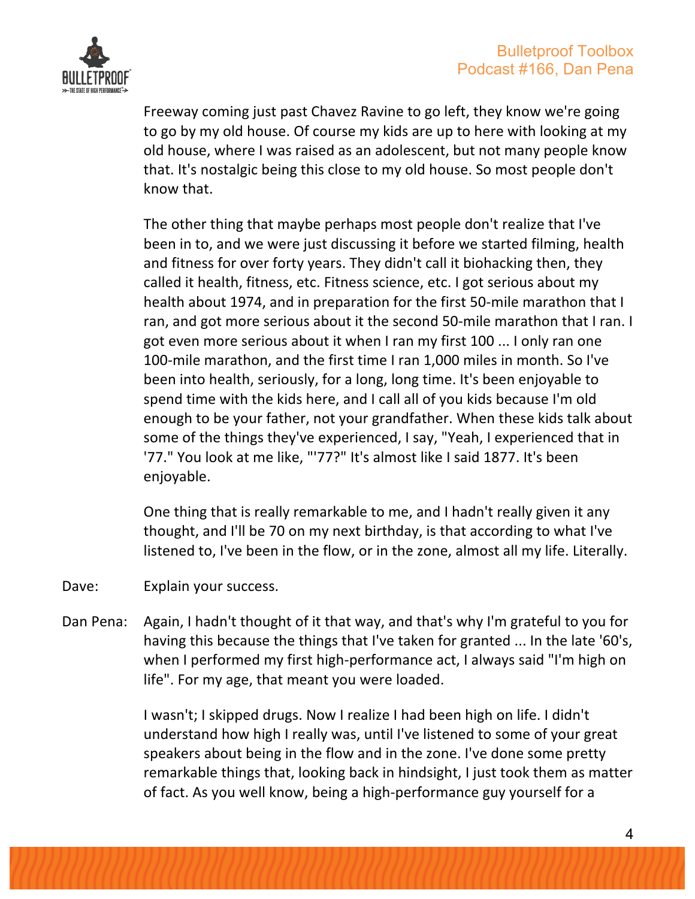Freeway coming just past Chavez Ravine to go left, they know we're going to go by my old house. Of course my kids are up to here with looking at my old house, where I was raised as an adolescent, but not many people know that. It's nostalgic being this close to my old house. So most people don't know that.

The other thing that maybe perhaps most people don't realize that I've been in to, and we were just discussing it before we started filming, health and fitness for over forty years. They didn't call it biohacking then, they called it health, fitness, etc. Fitness science, etc. I got serious about my health about 1974, and in preparation for the first 50-mile marathon that I ran, and got more serious about it the second 50-mile marathon that I ran. I got even more serious about it when I ran my first 100 ... I only ran one 100-mile marathon, and the first time I ran 1,000 miles in month. So I've been into health, seriously, for a long, long time. It's been enjoyable to spend time with the kids here, and I call all of you kids because I'm old enough to be your father, not your grandfather. When these kids talk about some of the things they've experienced, I say, "Yeah, I experienced that in '77." You look at me like, "'77?" It's almost like I said 1877. It's been enjoyable.

One thing that is really remarkable to me, and I hadn't really given it any thought, and I'll be 70 on my next birthday, is that according to what I've listened to, I've been in the flow, or in the zone, almost all my life. Literally.

Dave: Explain your success.

Dan Pena: Again, I hadn't thought of it that way, and that's why I'm grateful to you for having this because the things that I've taken for granted ... In the late '60's, when I performed my first high-performance act, I always said "I'm high on life". For my age, that meant you were loaded.

I wasn't; I skipped drugs. Now I realize I had been high on life. I didn't understand how high I really was, until I've listened to some of your great speakers about being in the flow and in the zone. I've done some pretty remarkable things that, looking back in hindsight, I just took them as matter of fact. As you well know, being a high-performance guy yourself for a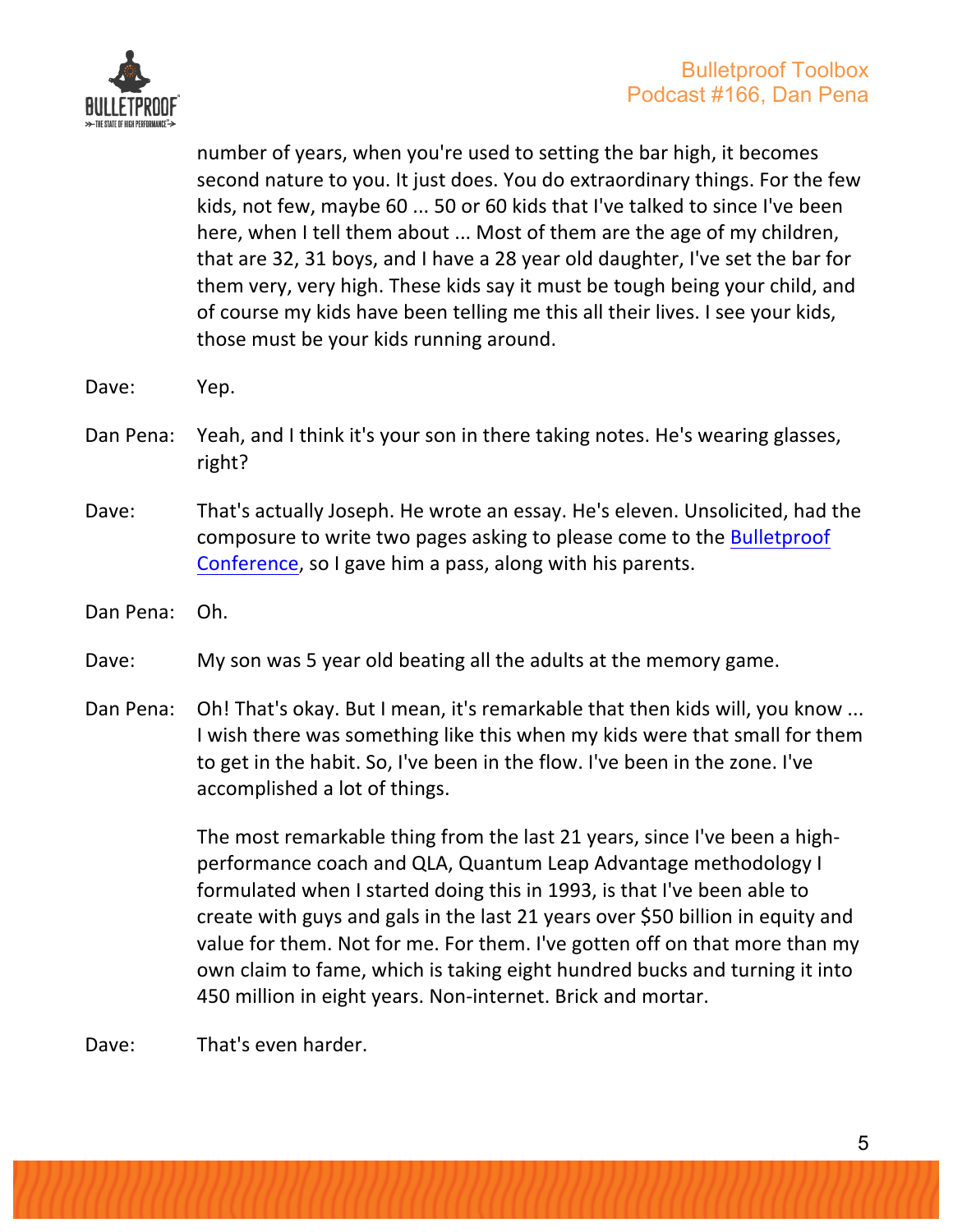number of years, when you're used to setting the bar high, it becomes second nature to you. It just does. You do extraordinary things. For the few kids, not few, maybe 60 ... 50 or 60 kids that I've talked to since I've been here, when I tell them about ... Most of them are the age of my children, that are 32, 31 boys, and I have a 28 year old daughter, I've set the bar for them very, very high. These kids say it must be tough being your child, and of course my kids have been telling me this all their lives. I see your kids, those must be your kids running around.

Dave: Yep.

Dan Pena: Yeah, and I think it's your son in there taking notes. He's wearing glasses, right?

Dave: That's actually Joseph. He wrote an essay. He's eleven. Unsolicited, had the composure to write two pages asking to please come to the Bulletproof Conference, so I gave him a pass, along with his parents.

Dan Pena: Oh.

Dave: My son was 5 year old beating all the adults at the memory game.

Dan Pena: Oh! That's okay. But I mean, it's remarkable that then kids will, you know ... I wish there was something like this when my kids were that small for them to get in the habit. So, I've been in the flow. I've been in the zone. I've accomplished a lot of things.

The most remarkable thing from the last 21 years, since I've been a high-performance coach and QLA, Quantum Leap Advantage methodology I formulated when I started doing this in 1993, is that I've been able to create with guys and gals in the last 21 years over $50 billion in equity and value for them. Not for me. For them. I've gotten off on that more than my own claim to fame, which is taking eight hundred bucks and turning it into 450 million in eight years. Non-internet. Brick and mortar.

Dave: That's even harder.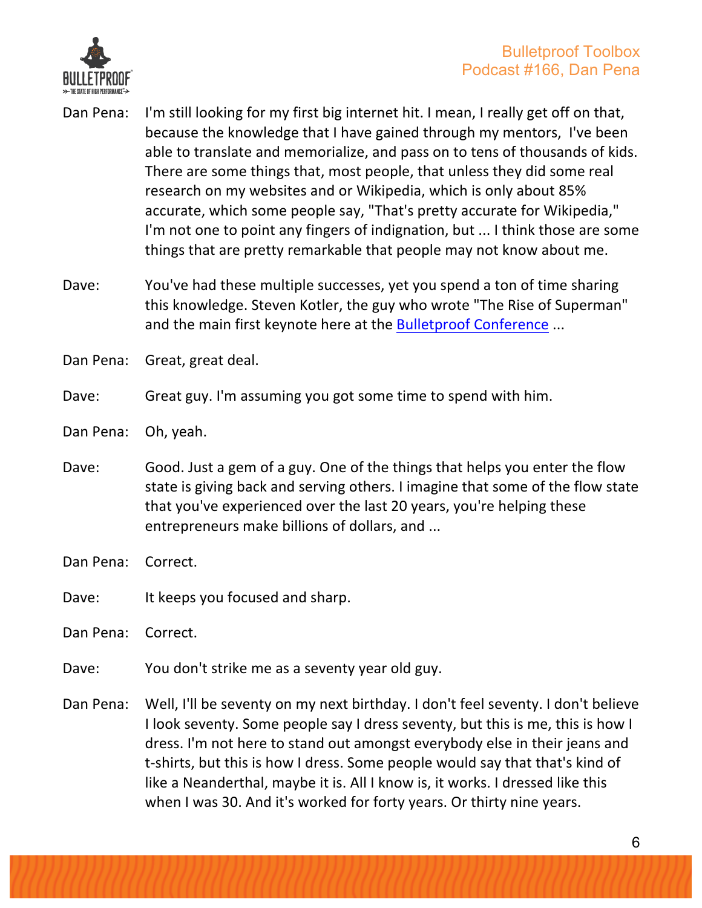Dan Pena: I'm still looking for my first big internet hit. I mean, I really get off on that, because the knowledge that I have gained through my mentors, I've been able to translate and memorialize, and pass on to tens of thousands of kids. There are some things that, most people, that unless they did some real research on my websites and or Wikipedia, which is only about 85% accurate, which some people say, "That's pretty accurate for Wikipedia," I'm not one to point any fingers of indignation, but ... I think those are some things that are pretty remarkable that people may not know about me.

Dave: You've had these multiple successes, yet you spend a ton of time sharing this knowledge. Steven Kotler, the guy who wrote "The Rise of Superman" and the main first keynote here at the Bulletproof Conference ...

Dan Pena: Great, great deal.

Dave: Great guy. I'm assuming you got some time to spend with him.

Dan Pena: Oh, yeah.

Dave: Good. Just a gem of a guy. One of the things that helps you enter the flow state is giving back and serving others. I imagine that some of the flow state that you've experienced over the last 20 years, you're helping these entrepreneurs make billions of dollars, and ...

Dan Pena: Correct.

Dave: It keeps you focused and sharp.

Dan Pena: Correct.

Dave: You don't strike me as a seventy year old guy.

Dan Pena: Well, I'll be seventy on my next birthday. I don't feel seventy. I don't believe I look seventy. Some people say I dress seventy, but this is me, this is how I dress. I'm not here to stand out amongst everybody else in their jeans and t-shirts, but this is how I dress. Some people would say that that's kind of like a Neanderthal, maybe it is. All I know is, it works. I dressed like this when I was 30. And it's worked for forty years. Or thirty nine years.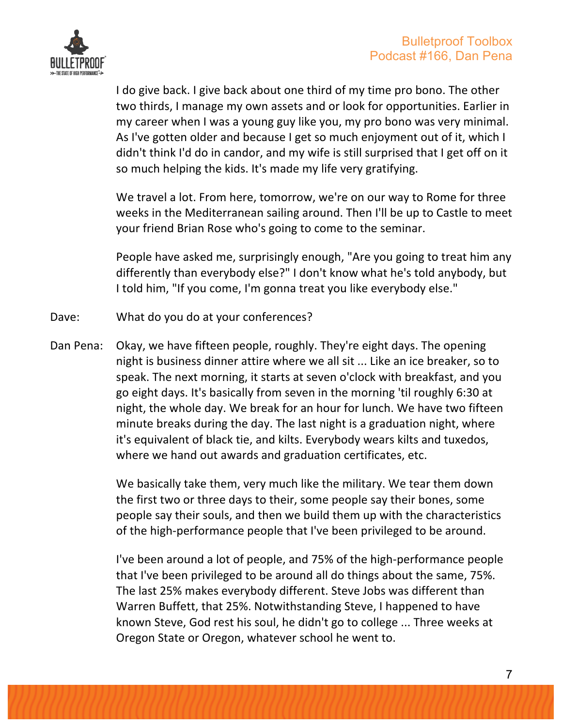I do give back. I give back about one third of my time pro bono. The other two thirds, I manage my own assets and or look for opportunities. Earlier in my career when I was a young guy like you, my pro bono was very minimal. As I've gotten older and because I get so much enjoyment out of it, which I didn't think I'd do in candor, and my wife is still surprised that I get off on it so much helping the kids. It's made my life very gratifying.

We travel a lot. From here, tomorrow, we're on our way to Rome for three weeks in the Mediterranean sailing around. Then I'll be up to Castle to meet your friend Brian Rose who's going to come to the seminar.

People have asked me, surprisingly enough, "Are you going to treat him any differently than everybody else?" I don't know what he's told anybody, but I told him, "If you come, I'm gonna treat you like everybody else."

Dave: What do you do at your conferences?

Dan Pena: Okay, we have fifteen people, roughly. They're eight days. The opening night is business dinner attire where we all sit ... Like an ice breaker, so to speak. The next morning, it starts at seven o'clock with breakfast, and you go eight days. It's basically from seven in the morning 'til roughly 6:30 at night, the whole day. We break for an hour for lunch. We have two fifteen minute breaks during the day. The last night is a graduation night, where it's equivalent of black tie, and kilts. Everybody wears kilts and tuxedos, where we hand out awards and graduation certificates, etc.

We basically take them, very much like the military. We tear them down the first two or three days to their, some people say their bones, some people say their souls, and then we build them up with the characteristics of the high-performance people that I've been privileged to be around.

I've been around a lot of people, and 75% of the high-performance people that I've been privileged to be around all do things about the same, 75%. The last 25% makes everybody different. Steve Jobs was different than Warren Buffett, that 25%. Notwithstanding Steve, I happened to have known Steve, God rest his soul, he didn't go to college ... Three weeks at Oregon State or Oregon, whatever school he went to.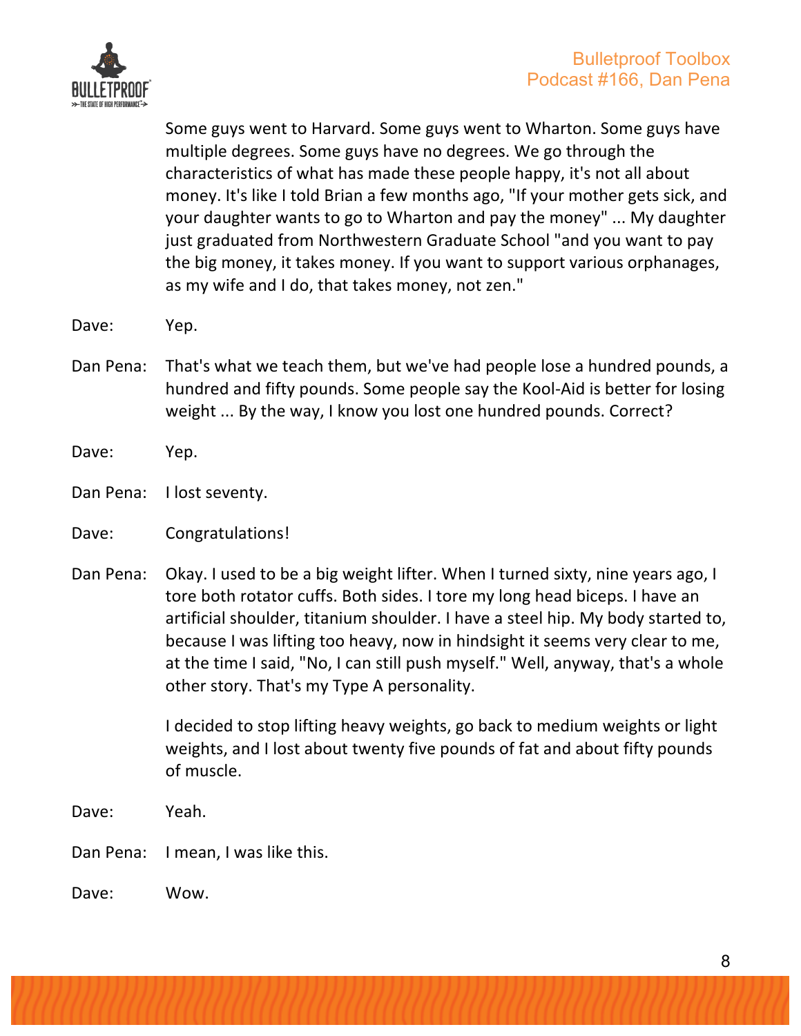Some guys went to Harvard. Some guys went to Wharton. Some guys have multiple degrees. Some guys have no degrees. We go through the characteristics of what has made these people happy, it's not all about money. It's like I told Brian a few months ago, "If your mother gets sick, and your daughter wants to go to Wharton and pay the money" ... My daughter just graduated from Northwestern Graduate School "and you want to pay the big money, it takes money. If you want to support various orphanages, as my wife and I do, that takes money, not zen."

Dave: Yep.

Dan Pena: That's what we teach them, but we've had people lose a hundred pounds, a hundred and fifty pounds. Some people say the Kool-Aid is better for losing weight ... By the way, I know you lost one hundred pounds. Correct?

Dave: Yep.

Dan Pena: I lost seventy.

Dave: Congratulations!

Dan Pena: Okay. I used to be a big weight lifter. When I turned sixty, nine years ago, I tore both rotator cuffs. Both sides. I tore my long head biceps. I have an artificial shoulder, titanium shoulder. I have a steel hip. My body started to, because I was lifting too heavy, now in hindsight it seems very clear to me, at the time I said, "No, I can still push myself." Well, anyway, that's a whole other story. That's my Type A personality.

I decided to stop lifting heavy weights, go back to medium weights or light weights, and I lost about twenty five pounds of fat and about fifty pounds of muscle.

Dave: Yeah.

Dan Pena: I mean, I was like this.

Dave: Wow.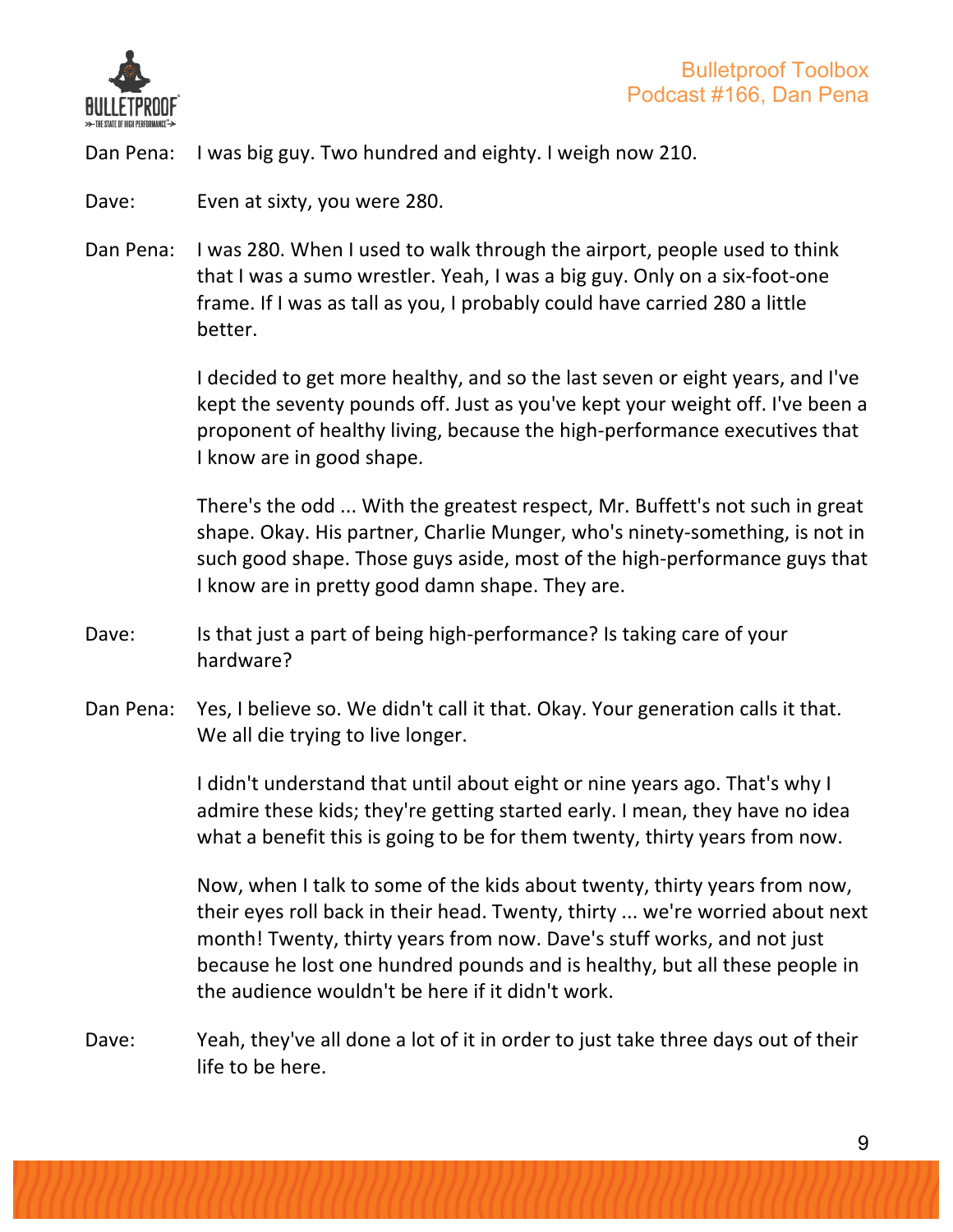Dan Pena: I was big guy. Two hundred and eighty. I weigh now 210.

Dave: Even at sixty, you were 280.

Dan Pena: I was 280. When I used to walk through the airport, people used to think that I was a sumo wrestler. Yeah, I was a big guy. Only on a six-foot-one frame. If I was as tall as you, I probably could have carried 280 a little better.

I decided to get more healthy, and so the last seven or eight years, and I've kept the seventy pounds off. Just as you've kept your weight off. I've been a proponent of healthy living, because the high-performance executives that I know are in good shape.

There's the odd ... With the greatest respect, Mr. Buffett's not such in great shape. Okay. His partner, Charlie Munger, who's ninety-something, is not in such good shape. Those guys aside, most of the high-performance guys that I know are in pretty good damn shape. They are.

Dave: Is that just a part of being high-performance? Is taking care of your hardware?

Dan Pena: Yes, I believe so. We didn't call it that. Okay. Your generation calls it that. We all die trying to live longer.

I didn't understand that until about eight or nine years ago. That's why I admire these kids; they're getting started early. I mean, they have no idea what a benefit this is going to be for them twenty, thirty years from now.

Now, when I talk to some of the kids about twenty, thirty years from now, their eyes roll back in their head. Twenty, thirty ... we're worried about next month! Twenty, thirty years from now. Dave's stuff works, and not just because he lost one hundred pounds and is healthy, but all these people in the audience wouldn't be here if it didn't work.

Dave: Yeah, they've all done a lot of it in order to just take three days out of their life to be here.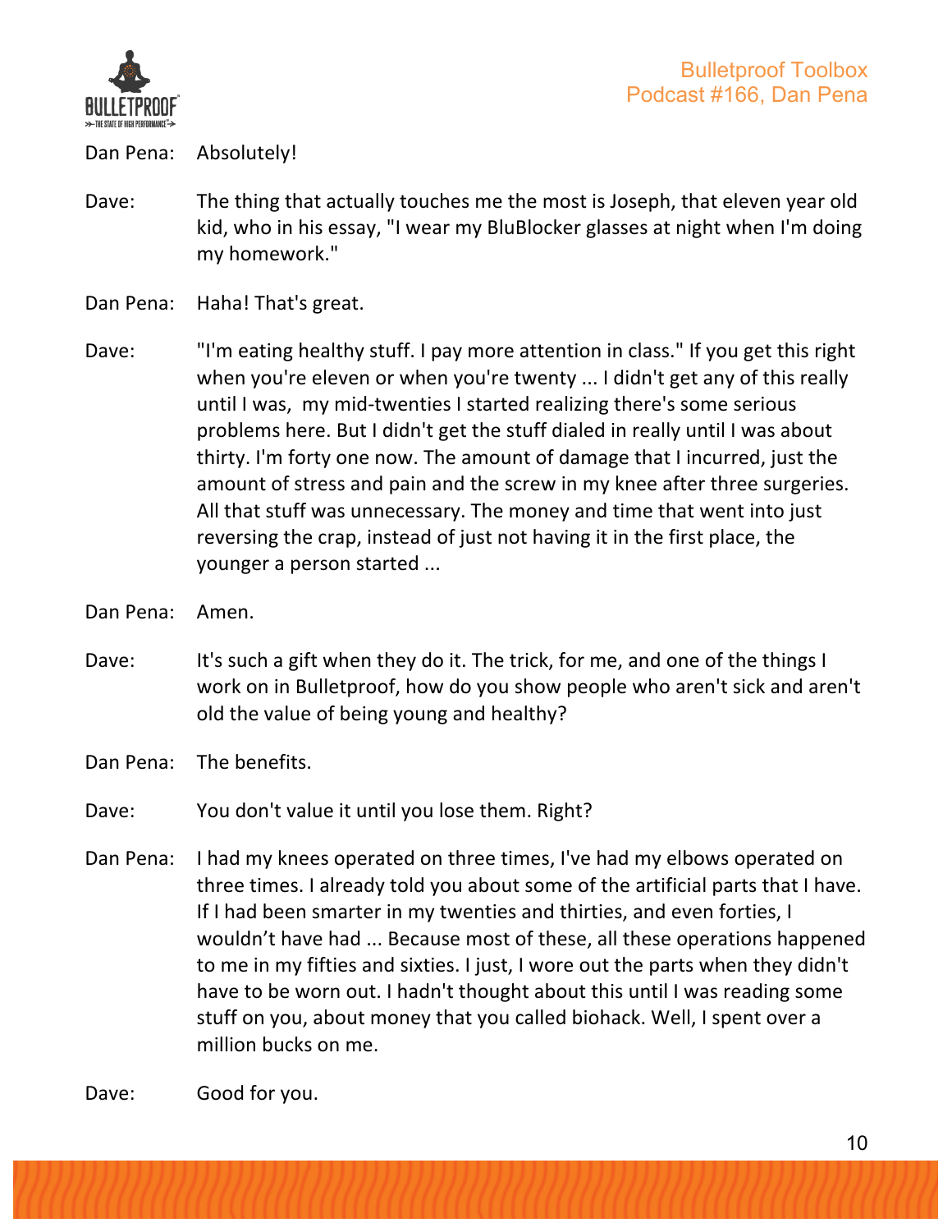Dan Pena: Absolutely!

Dave: The thing that actually touches me the most is Joseph, that eleven year old kid, who in his essay, "I wear my BluBlocker glasses at night when I'm doing my homework."

Dan Pena: Haha! That's great.

Dave: "I'm eating healthy stuff. I pay more attention in class." If you get this right when you're eleven or when you're twenty ... I didn't get any of this really until I was, my mid-twenties I started realizing there's some serious problems here. But I didn't get the stuff dialed in really until I was about thirty. I'm forty one now. The amount of damage that I incurred, just the amount of stress and pain and the screw in my knee after three surgeries. All that stuff was unnecessary. The money and time that went into just reversing the crap, instead of just not having it in the first place, the younger a person started ...

Dan Pena: Amen.

Dave: It's such a gift when they do it. The trick, for me, and one of the things I work on in Bulletproof, how do you show people who aren't sick and aren't old the value of being young and healthy?

Dan Pena: The benefits.

Dave: You don't value it until you lose them. Right?

Dan Pena: I had my knees operated on three times, I've had my elbows operated on three times. I already told you about some of the artificial parts that I have. If I had been smarter in my twenties and thirties, and even forties, I wouldn't have had ... Because most of these, all these operations happened to me in my fifties and sixties. I just, I wore out the parts when they didn't have to be worn out. I hadn't thought about this until I was reading some stuff on you, about money that you called biohack. Well, I spent over a million bucks on me.

Dave: Good for you.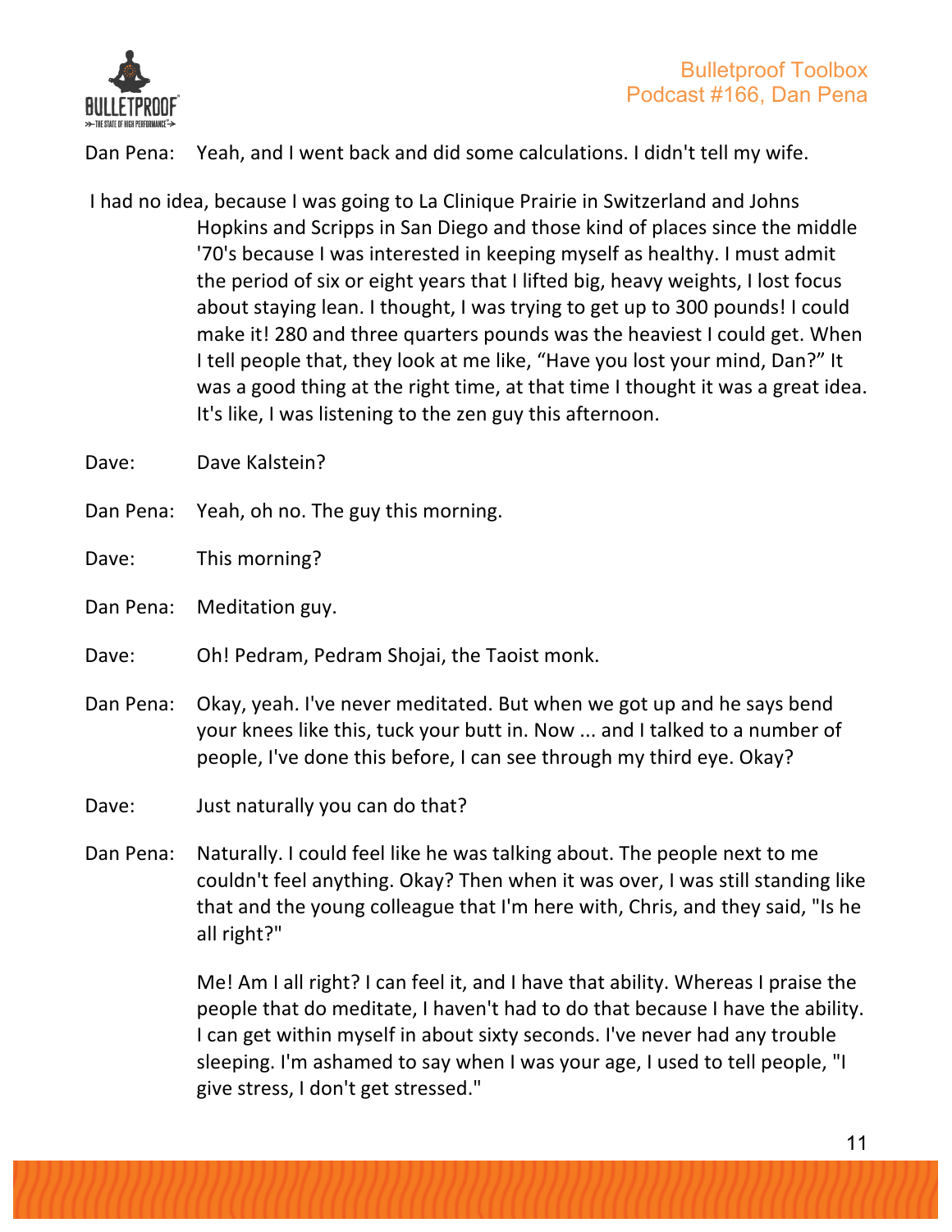Dan Pena: Yeah, and I went back and did some calculations. I didn't tell my wife.

I had no idea, because I was going to La Clinique Prairie in Switzerland and Johns Hopkins and Scripps in San Diego and those kind of places since the middle '70's because I was interested in keeping myself as healthy. I must admit the period of six or eight years that I lifted big, heavy weights, I lost focus about staying lean. I thought, I was trying to get up to 300 pounds! I could make it! 280 and three quarters pounds was the heaviest I could get. When I tell people that, they look at me like, "Have you lost your mind, Dan?" It was a good thing at the right time, at that time I thought it was a great idea. It's like, I was listening to the zen guy this afternoon.

Dave: Dave Kalstein?

Dan Pena: Yeah, oh no. The guy this morning.

Dave: This morning?

Dan Pena: Meditation guy.

Dave: Oh! Pedram, Pedram Shojai, the Taoist monk.

Dan Pena: Okay, yeah. I've never meditated. But when we got up and he says bend your knees like this, tuck your butt in. Now ... and I talked to a number of people, I've done this before, I can see through my third eye. Okay?

Dave: Just naturally you can do that?

Dan Pena: Naturally. I could feel like he was talking about. The people next to me couldn't feel anything. Okay? Then when it was over, I was still standing like that and the young colleague that I'm here with, Chris, and they said, "Is he all right?"

Me! Am I all right? I can feel it, and I have that ability. Whereas I praise the people that do meditate, I haven't had to do that because I have the ability. I can get within myself in about sixty seconds. I've never had any trouble sleeping. I'm ashamed to say when I was your age, I used to tell people, "I give stress, I don't get stressed."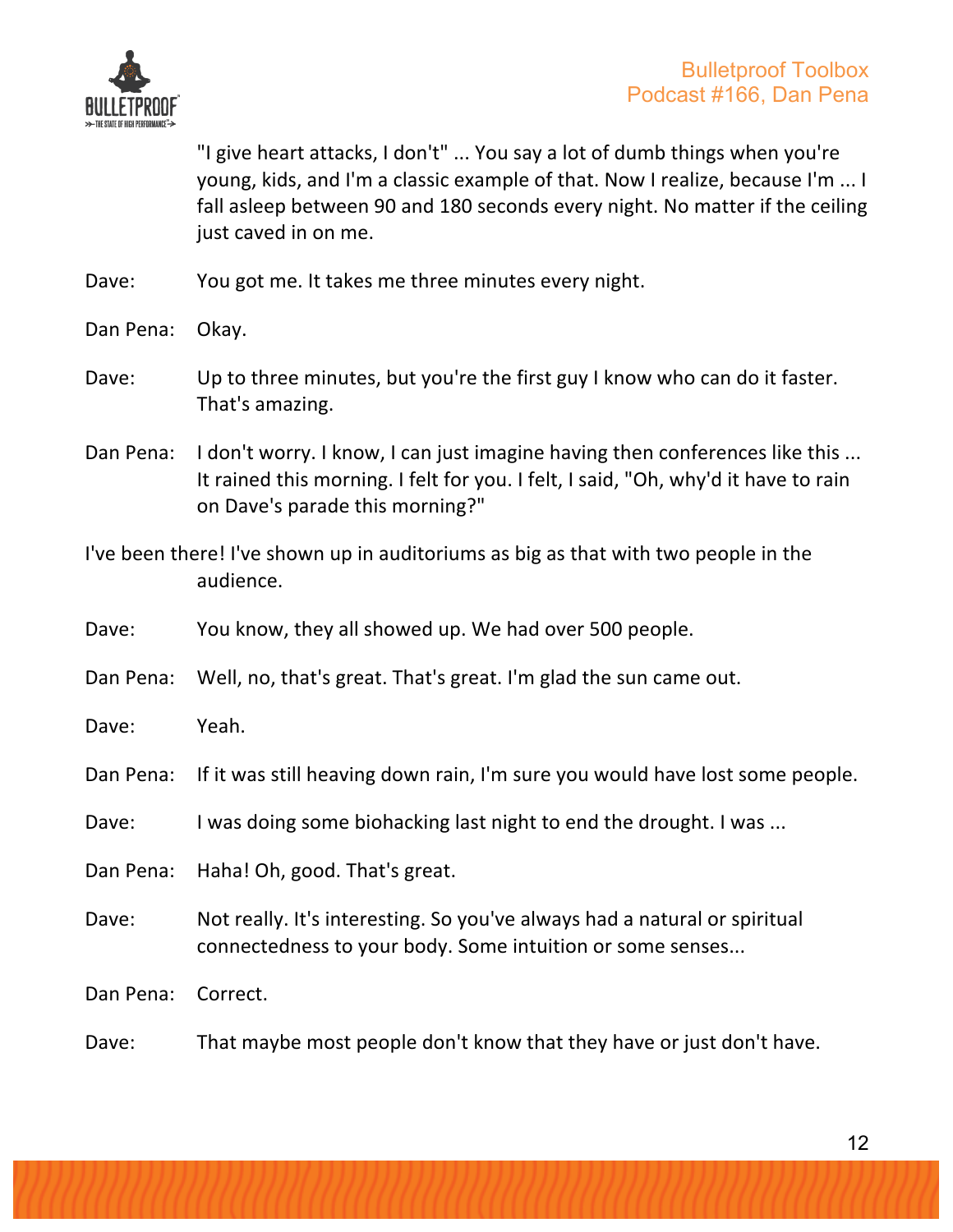"I give heart attacks, I don't" ... You say a lot of dumb things when you're young, kids, and I'm a classic example of that. Now I realize, because I'm ... I fall asleep between 90 and 180 seconds every night. No matter if the ceiling just caved in on me.

Dave: You got me. It takes me three minutes every night.

Dan Pena: Okay.

Dave: Up to three minutes, but you're the first guy I know who can do it faster. That's amazing.

Dan Pena: I don't worry. I know, I can just imagine having then conferences like this ... It rained this morning. I felt for you. I felt, I said, "Oh, why'd it have to rain on Dave's parade this morning?"

I've been there! I've shown up in auditoriums as big as that with two people in the audience.

Dave: You know, they all showed up. We had over 500 people.

Dan Pena: Well, no, that's great. That's great. I'm glad the sun came out.

Dave: Yeah.

Dan Pena: If it was still heaving down rain, I'm sure you would have lost some people.

Dave: I was doing some biohacking last night to end the drought. I was ...

Dan Pena: Haha! Oh, good. That's great.

Dave: Not really. It's interesting. So you've always had a natural or spiritual connectedness to your body. Some intuition or some senses...

Dan Pena: Correct.

Dave: That maybe most people don't know that they have or just don't have.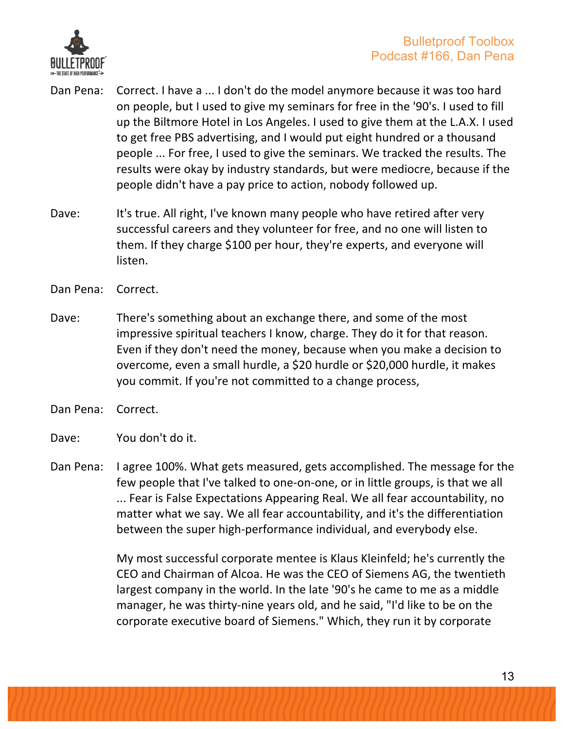Dan Pena: Correct. I have a ... I don't do the model anymore because it was too hard on people, but I used to give my seminars for free in the '90's. I used to fill up the Biltmore Hotel in Los Angeles. I used to give them at the L.A.X. I used to get free PBS advertising, and I would put eight hundred or a thousand people ... For free, I used to give the seminars. We tracked the results. The results were okay by industry standards, but were mediocre, because if the people didn't have a pay price to action, nobody followed up.

Dave: It's true. All right, I've known many people who have retired after very successful careers and they volunteer for free, and no one will listen to them. If they charge $100 per hour, they're experts, and everyone will listen.

Dan Pena: Correct.

Dave: There's something about an exchange there, and some of the most impressive spiritual teachers I know, charge. They do it for that reason. Even if they don't need the money, because when you make a decision to overcome, even a small hurdle, a $20 hurdle or $20,000 hurdle, it makes you commit. If you're not committed to a change process,

Dan Pena: Correct.

Dave: You don't do it.

Dan Pena: I agree 100%. What gets measured, gets accomplished. The message for the few people that I've talked to one-on-one, or in little groups, is that we all ... Fear is False Expectations Appearing Real. We all fear accountability, no matter what we say. We all fear accountability, and it's the differentiation between the super high-performance individual, and everybody else.

My most successful corporate mentee is Klaus Kleinfeld; he's currently the CEO and Chairman of Alcoa. He was the CEO of Siemens AG, the twentieth largest company in the world. In the late '90's he came to me as a middle manager, he was thirty-nine years old, and he said, "I'd like to be on the corporate executive board of Siemens." Which, they run it by corporate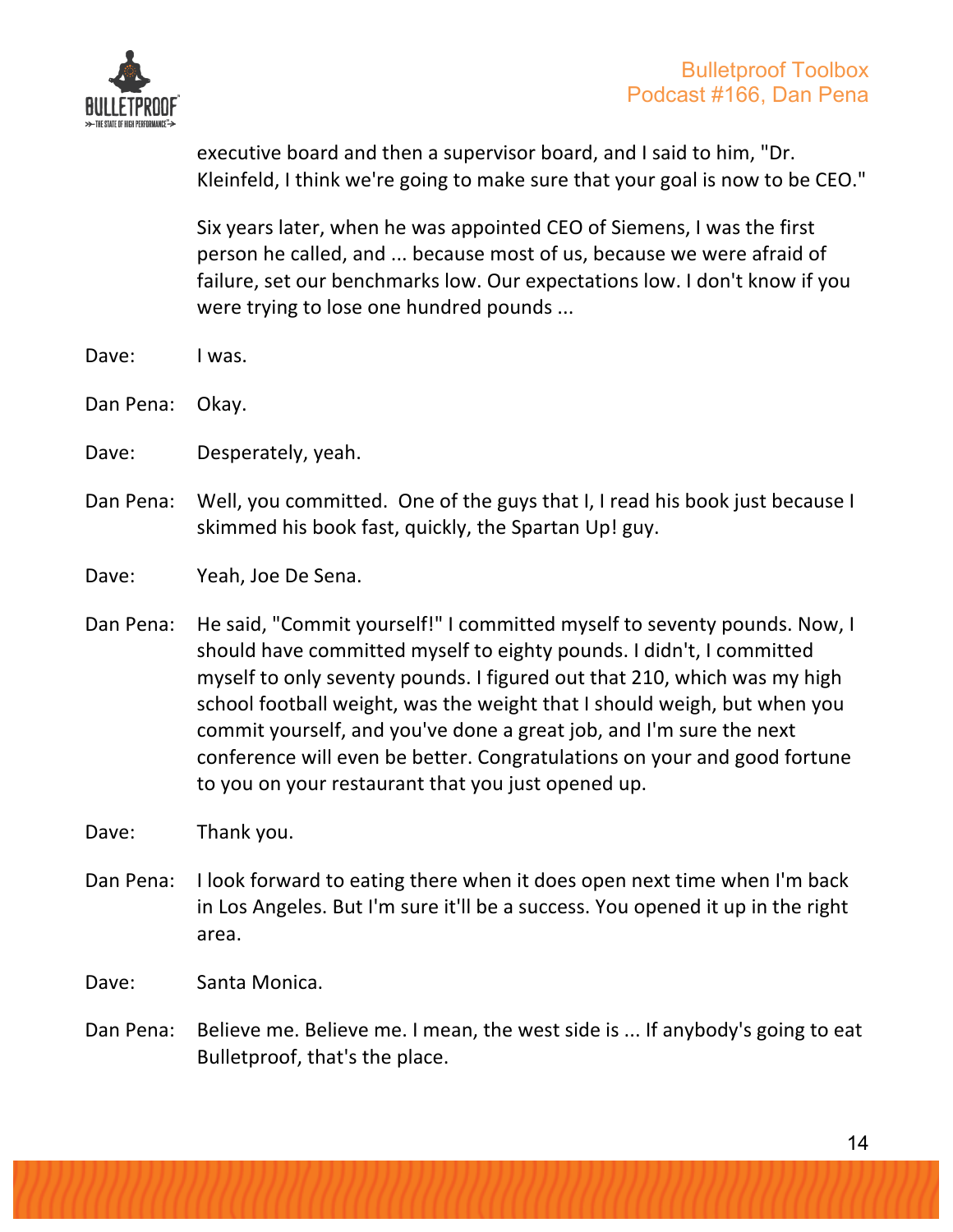executive board and then a supervisor board, and I said to him, "Dr. Kleinfeld, I think we're going to make sure that your goal is now to be CEO."

Six years later, when he was appointed CEO of Siemens, I was the first person he called, and ... because most of us, because we were afraid of failure, set our benchmarks low. Our expectations low. I don't know if you were trying to lose one hundred pounds ...

Dave: I was.

Dan Pena: Okay.

Dave: Desperately, yeah.

Dan Pena: Well, you committed. One of the guys that I, I read his book just because I skimmed his book fast, quickly, the Spartan Up! guy.

Dave: Yeah, Joe De Sena.

Dan Pena: He said, "Commit yourself!" I committed myself to seventy pounds. Now, I should have committed myself to eighty pounds. I didn't, I committed myself to only seventy pounds. I figured out that 210, which was my high school football weight, was the weight that I should weigh, but when you commit yourself, and you've done a great job, and I'm sure the next conference will even be better. Congratulations on your and good fortune to you on your restaurant that you just opened up.

Dave: Thank you.

Dan Pena: I look forward to eating there when it does open next time when I'm back in Los Angeles. But I'm sure it'll be a success. You opened it up in the right area.

Dave: Santa Monica.

Dan Pena: Believe me. Believe me. I mean, the west side is ... If anybody's going to eat Bulletproof, that's the place.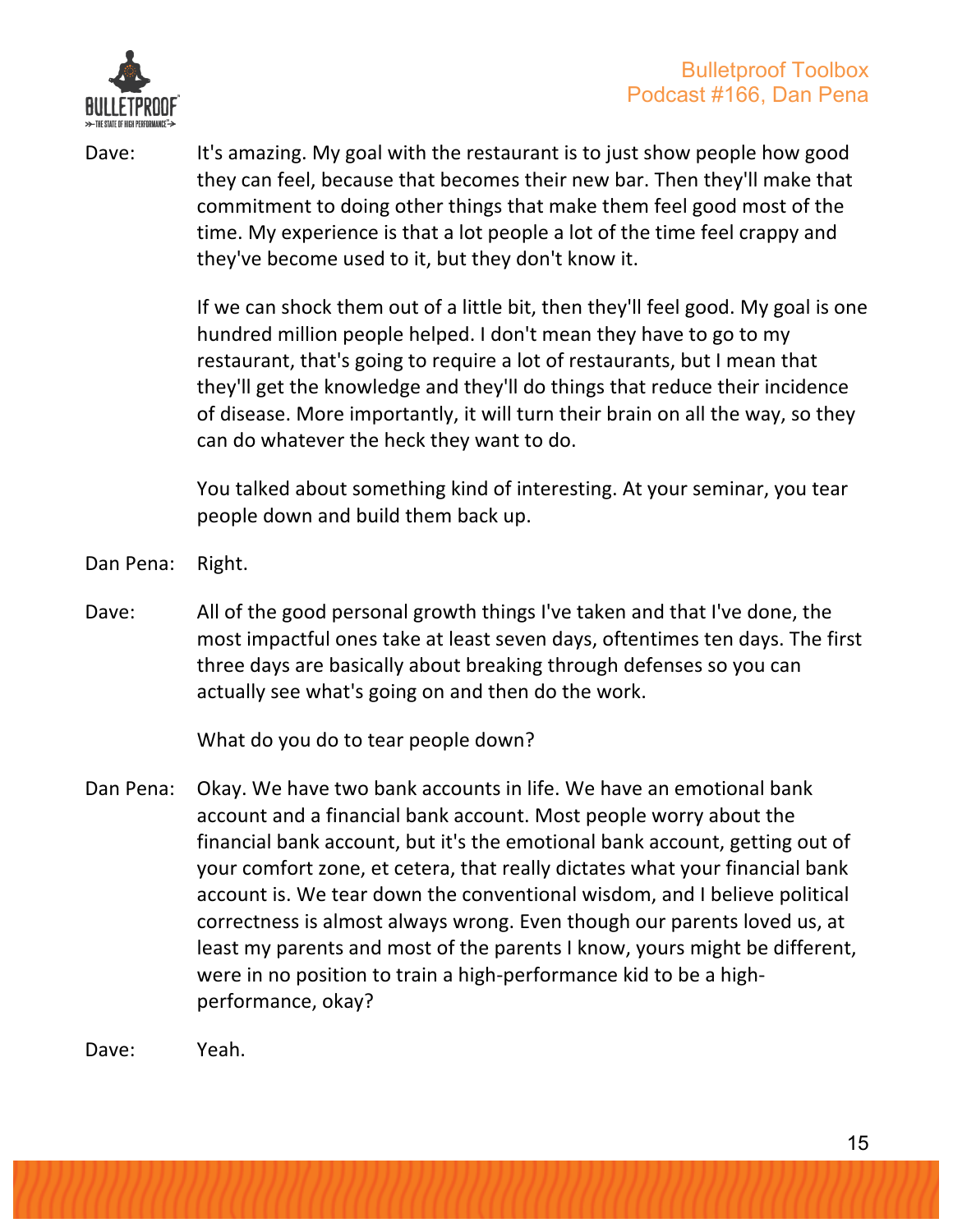Dave: It's amazing. My goal with the restaurant is to just show people how good they can feel, because that becomes their new bar. Then they'll make that commitment to doing other things that make them feel good most of the time. My experience is that a lot people a lot of the time feel crappy and they've become used to it, but they don't know it.

If we can shock them out of a little bit, then they'll feel good. My goal is one hundred million people helped. I don't mean they have to go to my restaurant, that's going to require a lot of restaurants, but I mean that they'll get the knowledge and they'll do things that reduce their incidence of disease. More importantly, it will turn their brain on all the way, so they can do whatever the heck they want to do.

You talked about something kind of interesting. At your seminar, you tear people down and build them back up.

Dan Pena: Right.

Dave: All of the good personal growth things I've taken and that I've done, the most impactful ones take at least seven days, oftentimes ten days. The first three days are basically about breaking through defenses so you can actually see what's going on and then do the work.

What do you do to tear people down?

Dan Pena: Okay. We have two bank accounts in life. We have an emotional bank account and a financial bank account. Most people worry about the financial bank account, but it's the emotional bank account, getting out of your comfort zone, et cetera, that really dictates what your financial bank account is. We tear down the conventional wisdom, and I believe political correctness is almost always wrong. Even though our parents loved us, at least my parents and most of the parents I know, yours might be different, were in no position to train a high-performance kid to be a high-performance, okay?

Dave: Yeah.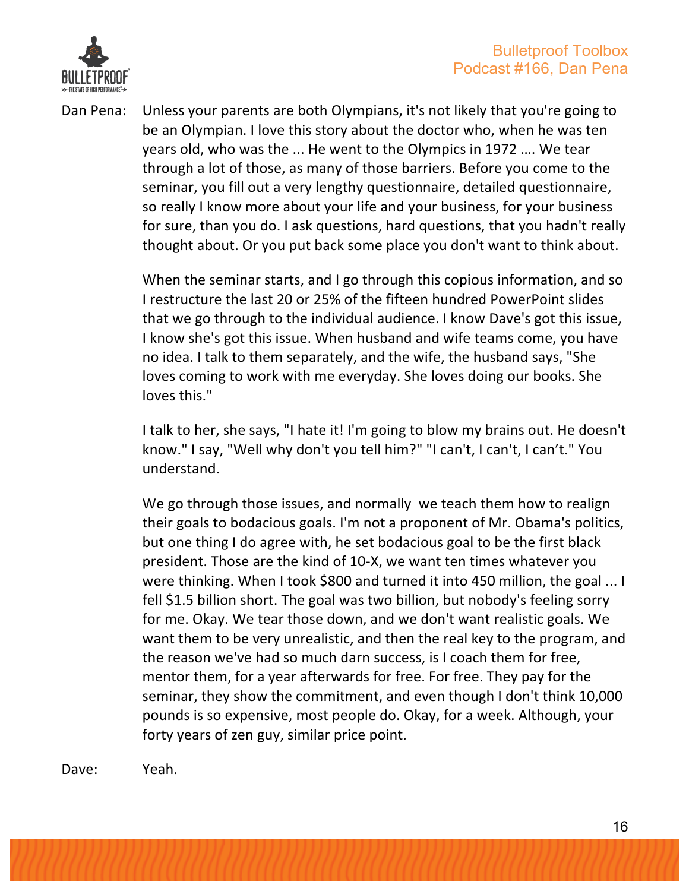Dan Pena: Unless your parents are both Olympians, it's not likely that you're going to be an Olympian. I love this story about the doctor who, when he was ten years old, who was the ... He went to the Olympics in 1972 …. We tear through a lot of those, as many of those barriers. Before you come to the seminar, you fill out a very lengthy questionnaire, detailed questionnaire, so really I know more about your life and your business, for your business for sure, than you do. I ask questions, hard questions, that you hadn't really thought about. Or you put back some place you don't want to think about.

When the seminar starts, and I go through this copious information, and so I restructure the last 20 or 25% of the fifteen hundred PowerPoint slides that we go through to the individual audience. I know Dave's got this issue, I know she's got this issue. When husband and wife teams come, you have no idea. I talk to them separately, and the wife, the husband says, "She loves coming to work with me everyday. She loves doing our books. She loves this."

I talk to her, she says, "I hate it! I'm going to blow my brains out. He doesn't know." I say, "Well why don't you tell him?" "I can't, I can't, I can't." You understand.

We go through those issues, and normally we teach them how to realign their goals to bodacious goals. I'm not a proponent of Mr. Obama's politics, but one thing I do agree with, he set bodacious goal to be the first black president. Those are the kind of 10-X, we want ten times whatever you were thinking. When I took $800 and turned it into 450 million, the goal ... I fell $1.5 billion short. The goal was two billion, but nobody's feeling sorry for me. Okay. We tear those down, and we don't want realistic goals. We want them to be very unrealistic, and then the real key to the program, and the reason we've had so much darn success, is I coach them for free, mentor them, for a year afterwards for free. For free. They pay for the seminar, they show the commitment, and even though I don't think 10,000 pounds is so expensive, most people do. Okay, for a week. Although, your forty years of zen guy, similar price point.

Dave: Yeah.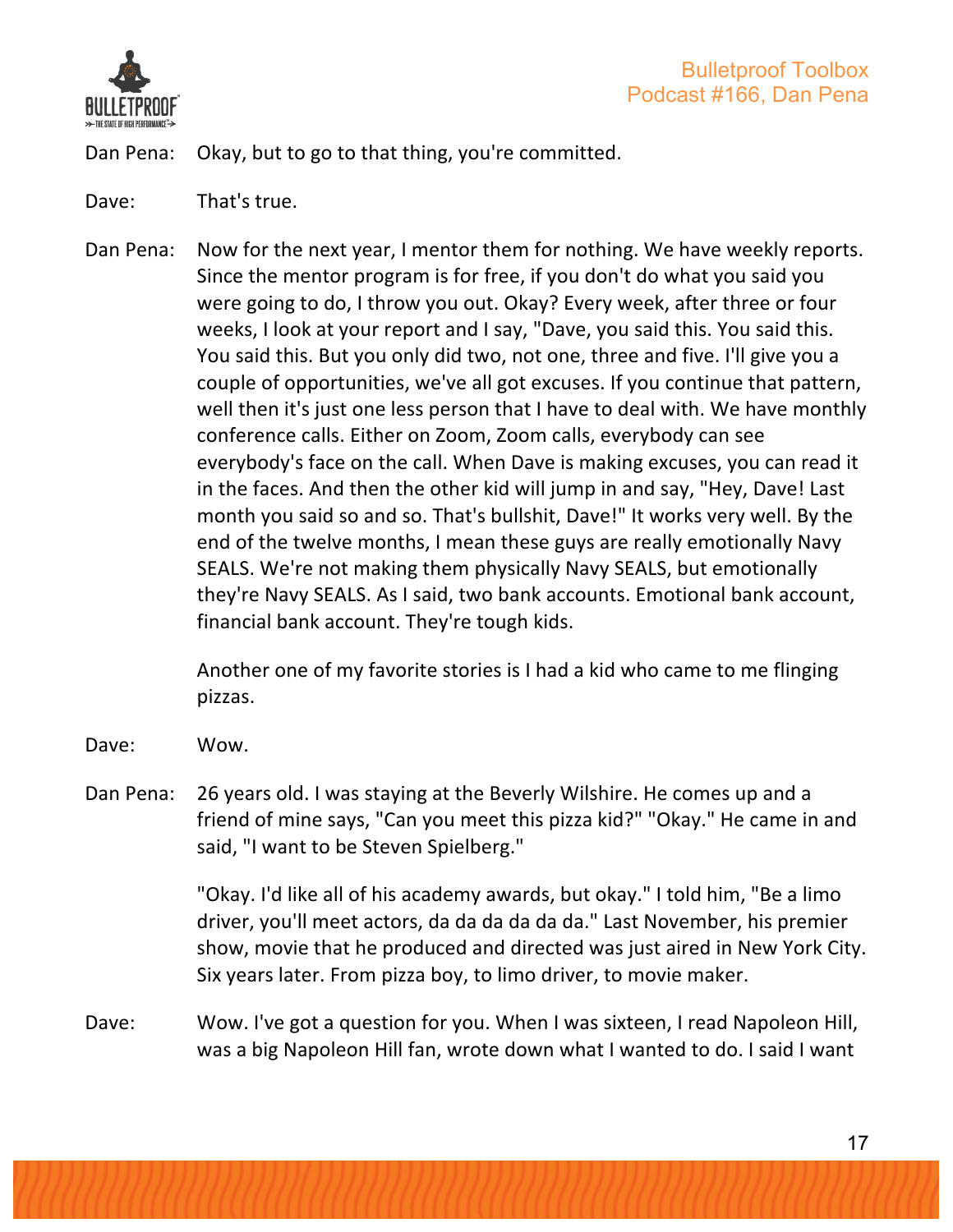Dan Pena: Okay, but to go to that thing, you're committed.

Dave: That's true.

Dan Pena: Now for the next year, I mentor them for nothing. We have weekly reports. Since the mentor program is for free, if you don't do what you said you were going to do, I throw you out. Okay? Every week, after three or four weeks, I look at your report and I say, "Dave, you said this. You said this. You said this. But you only did two, not one, three and five. I'll give you a couple of opportunities, we've all got excuses. If you continue that pattern, well then it's just one less person that I have to deal with. We have monthly conference calls. Either on Zoom, Zoom calls, everybody can see everybody's face on the call. When Dave is making excuses, you can read it in the faces. And then the other kid will jump in and say, "Hey, Dave! Last month you said so and so. That's bullshit, Dave!" It works very well. By the end of the twelve months, I mean these guys are really emotionally Navy SEALS. We're not making them physically Navy SEALS, but emotionally they're Navy SEALS. As I said, two bank accounts. Emotional bank account, financial bank account. They're tough kids.

Another one of my favorite stories is I had a kid who came to me flinging pizzas.

Dave: Wow.

Dan Pena: 26 years old. I was staying at the Beverly Wilshire. He comes up and a friend of mine says, "Can you meet this pizza kid?" "Okay." He came in and said, "I want to be Steven Spielberg."

"Okay. I'd like all of his academy awards, but okay." I told him, "Be a limo driver, you'll meet actors, da da da da da da." Last November, his premier show, movie that he produced and directed was just aired in New York City. Six years later. From pizza boy, to limo driver, to movie maker.

Dave: Wow. I've got a question for you. When I was sixteen, I read Napoleon Hill, was a big Napoleon Hill fan, wrote down what I wanted to do. I said I want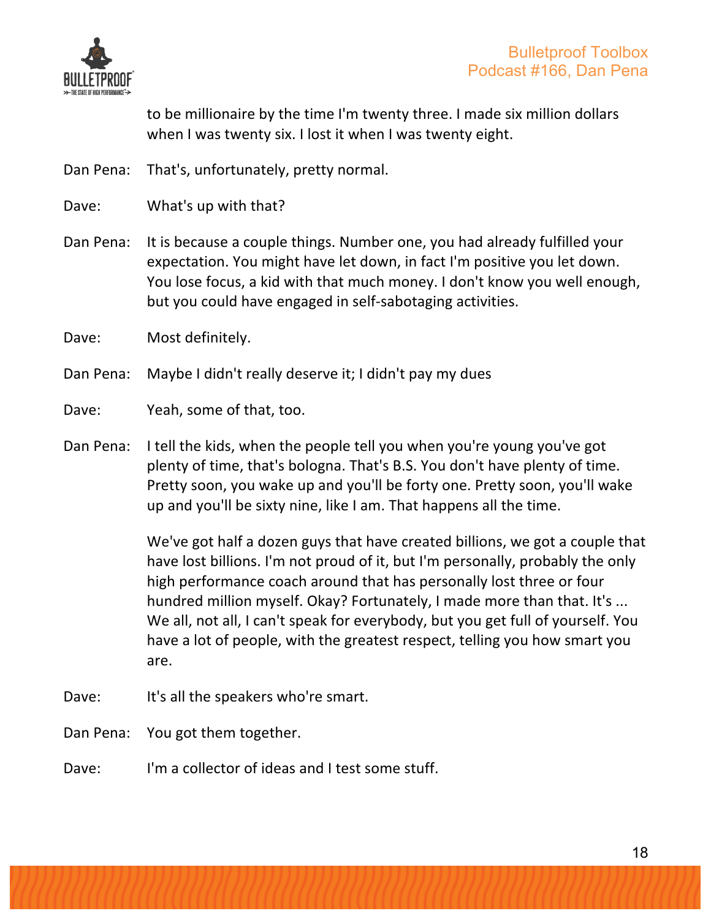to be millionaire by the time I'm twenty three. I made six million dollars when I was twenty six. I lost it when I was twenty eight.

Dan Pena: That's, unfortunately, pretty normal.

Dave: What's up with that?

Dan Pena: It is because a couple things. Number one, you had already fulfilled your expectation. You might have let down, in fact I'm positive you let down. You lose focus, a kid with that much money. I don't know you well enough, but you could have engaged in self-sabotaging activities.

Dave: Most definitely.

Dan Pena: Maybe I didn't really deserve it; I didn't pay my dues

Dave: Yeah, some of that, too.

Dan Pena: I tell the kids, when the people tell you when you're young you've got plenty of time, that's bologna. That's B.S. You don't have plenty of time. Pretty soon, you wake up and you'll be forty one. Pretty soon, you'll wake up and you'll be sixty nine, like I am. That happens all the time.

We've got half a dozen guys that have created billions, we got a couple that have lost billions. I'm not proud of it, but I'm personally, probably the only high performance coach around that has personally lost three or four hundred million myself. Okay? Fortunately, I made more than that. It's ... We all, not all, I can't speak for everybody, but you get full of yourself. You have a lot of people, with the greatest respect, telling you how smart you are.

Dave: It's all the speakers who're smart.

Dan Pena: You got them together.

Dave: I'm a collector of ideas and I test some stuff.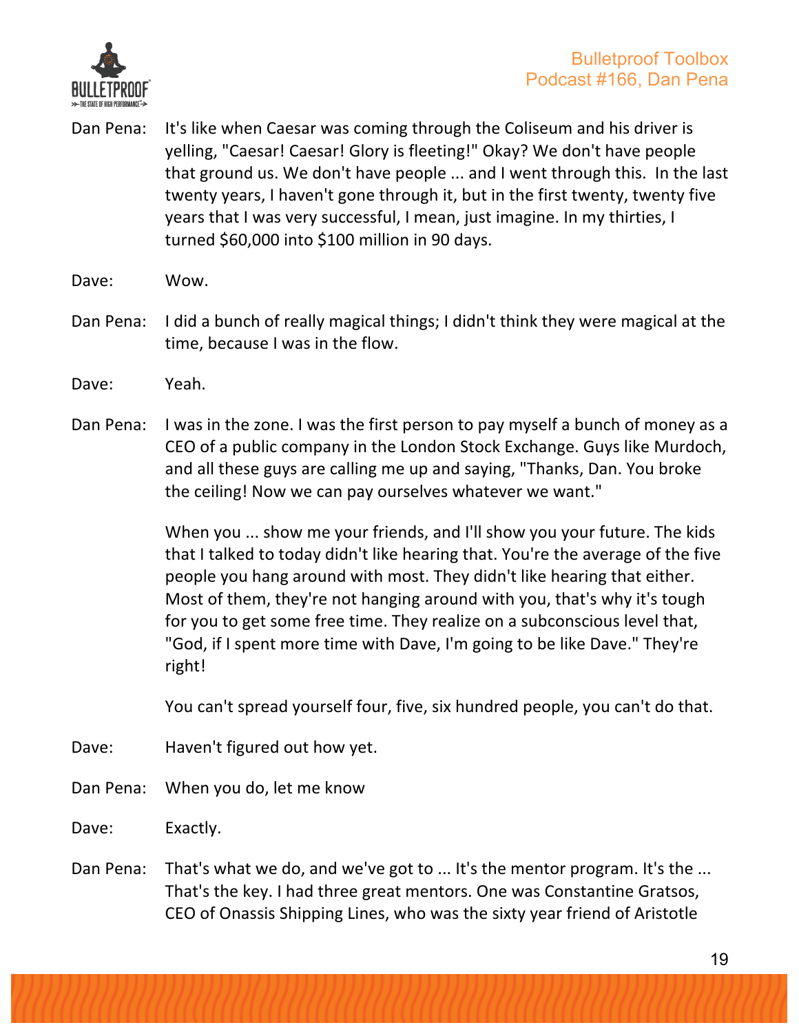Dan Pena: It's like when Caesar was coming through the Coliseum and his driver is yelling, "Caesar! Caesar! Glory is fleeting!" Okay? We don't have people that ground us. We don't have people ... and I went through this. In the last twenty years, I haven't gone through it, but in the first twenty, twenty five years that I was very successful, I mean, just imagine. In my thirties, I turned $60,000 into $100 million in 90 days.

Dave: Wow.

Dan Pena: I did a bunch of really magical things; I didn't think they were magical at the time, because I was in the flow.

Dave: Yeah.

Dan Pena: I was in the zone. I was the first person to pay myself a bunch of money as a CEO of a public company in the London Stock Exchange. Guys like Murdoch, and all these guys are calling me up and saying, "Thanks, Dan. You broke the ceiling! Now we can pay ourselves whatever we want."

When you ... show me your friends, and I'll show you your future. The kids that I talked to today didn't like hearing that. You're the average of the five people you hang around with most. They didn't like hearing that either. Most of them, they're not hanging around with you, that's why it's tough for you to get some free time. They realize on a subconscious level that, "God, if I spent more time with Dave, I'm going to be like Dave." They're right!

You can't spread yourself four, five, six hundred people, you can't do that.

Dave: Haven't figured out how yet.

Dan Pena: When you do, let me know

Dave: Exactly.

Dan Pena: That's what we do, and we've got to ... It's the mentor program. It's the ... That's the key. I had three great mentors. One was Constantine Gratsos, CEO of Onassis Shipping Lines, who was the sixty year friend of Aristotle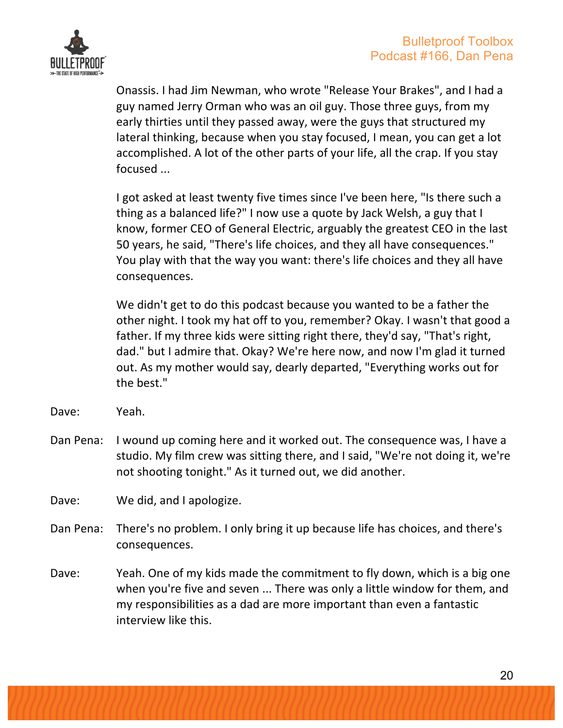Onassis. I had Jim Newman, who wrote "Release Your Brakes", and I had a guy named Jerry Orman who was an oil guy. Those three guys, from my early thirties until they passed away, were the guys that structured my lateral thinking, because when you stay focused, I mean, you can get a lot accomplished. A lot of the other parts of your life, all the crap. If you stay focused ...

I got asked at least twenty five times since I've been here, "Is there such a thing as a balanced life?" I now use a quote by Jack Welsh, a guy that I know, former CEO of General Electric, arguably the greatest CEO in the last 50 years, he said, "There's life choices, and they all have consequences." You play with that the way you want: there's life choices and they all have consequences.

We didn't get to do this podcast because you wanted to be a father the other night. I took my hat off to you, remember? Okay. I wasn't that good a father. If my three kids were sitting right there, they'd say, "That's right, dad." but I admire that. Okay? We're here now, and now I'm glad it turned out. As my mother would say, dearly departed, "Everything works out for the best."

Dave: Yeah.

Dan Pena: I wound up coming here and it worked out. The consequence was, I have a studio. My film crew was sitting there, and I said, "We're not doing it, we're not shooting tonight." As it turned out, we did another.

Dave: We did, and I apologize.

Dan Pena: There's no problem. I only bring it up because life has choices, and there's consequences.

Dave: Yeah. One of my kids made the commitment to fly down, which is a big one when you're five and seven ... There was only a little window for them, and my responsibilities as a dad are more important than even a fantastic interview like this.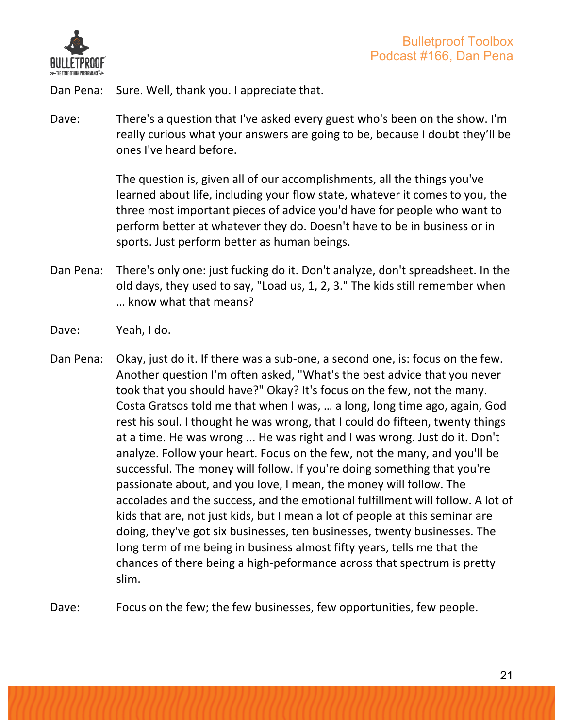Dan Pena: Sure. Well, thank you. I appreciate that.

Dave: There's a question that I've asked every guest who's been on the show. I'm really curious what your answers are going to be, because I doubt they'll be ones I've heard before.

The question is, given all of our accomplishments, all the things you've learned about life, including your flow state, whatever it comes to you, the three most important pieces of advice you'd have for people who want to perform better at whatever they do. Doesn't have to be in business or in sports. Just perform better as human beings.

Dan Pena: There's only one: just fucking do it. Don't analyze, don't spreadsheet. In the old days, they used to say, "Load us, 1, 2, 3." The kids still remember when … know what that means?

Dave: Yeah, I do.

Dan Pena: Okay, just do it. If there was a sub-one, a second one, is: focus on the few. Another question I'm often asked, "What's the best advice that you never took that you should have?" Okay? It's focus on the few, not the many. Costa Gratsos told me that when I was, … a long, long time ago, again, God rest his soul. I thought he was wrong, that I could do fifteen, twenty things at a time. He was wrong ... He was right and I was wrong. Just do it. Don't analyze. Follow your heart. Focus on the few, not the many, and you'll be successful. The money will follow. If you're doing something that you're passionate about, and you love, I mean, the money will follow. The accolades and the success, and the emotional fulfillment will follow. A lot of kids that are, not just kids, but I mean a lot of people at this seminar are doing, they've got six businesses, ten businesses, twenty businesses. The long term of me being in business almost fifty years, tells me that the chances of there being a high-peformance across that spectrum is pretty slim.

Dave: Focus on the few; the few businesses, few opportunities, few people.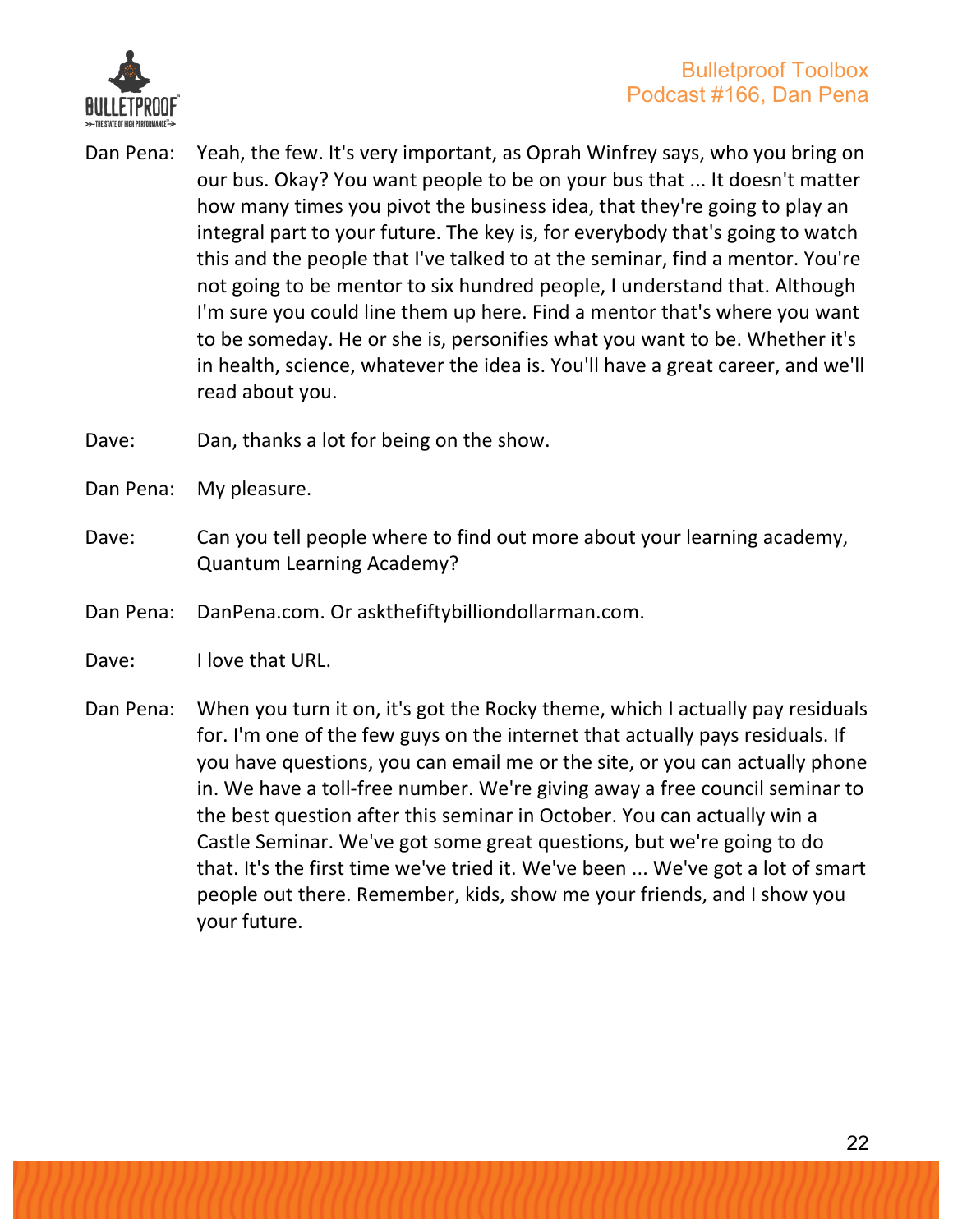Dan Pena: Yeah, the few. It's very important, as Oprah Winfrey says, who you bring on our bus. Okay? You want people to be on your bus that ... It doesn't matter how many times you pivot the business idea, that they're going to play an integral part to your future. The key is, for everybody that's going to watch this and the people that I've talked to at the seminar, find a mentor. You're not going to be mentor to six hundred people, I understand that. Although I'm sure you could line them up here. Find a mentor that's where you want to be someday. He or she is, personifies what you want to be. Whether it's in health, science, whatever the idea is. You'll have a great career, and we'll read about you.

Dave: Dan, thanks a lot for being on the show.

Dan Pena: My pleasure.

Dave: Can you tell people where to find out more about your learning academy, Quantum Learning Academy?

Dan Pena: DanPena.com. Or askthefiftybilliondollarman.com.

Dave: I love that URL.

Dan Pena: When you turn it on, it's got the Rocky theme, which I actually pay residuals for. I'm one of the few guys on the internet that actually pays residuals. If you have questions, you can email me or the site, or you can actually phone in. We have a toll-free number. We're giving away a free council seminar to the best question after this seminar in October. You can actually win a Castle Seminar. We've got some great questions, but we're going to do that. It's the first time we've tried it. We've been ... We've got a lot of smart people out there. Remember, kids, show me your friends, and I show you your future.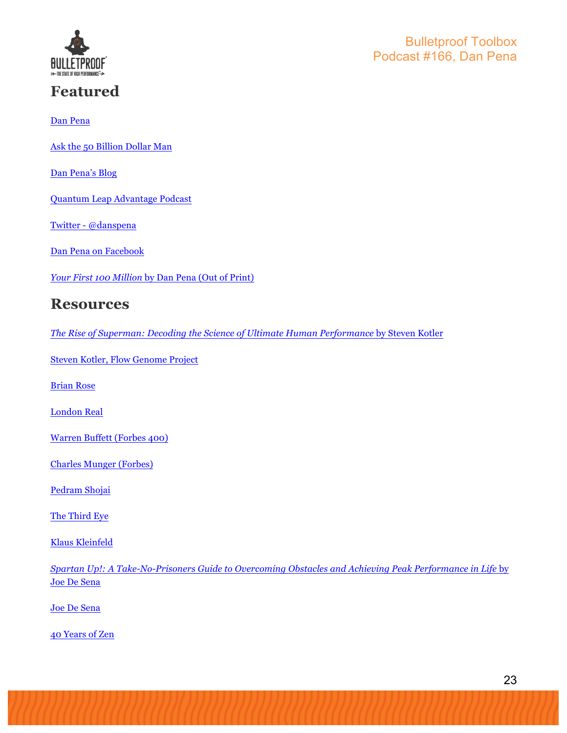## Featured

Dan Pena

Ask the 50 Billion Dollar Man

Dan Pena's Blog

Quantum Leap Advantage Podcast

Twitter - @danspena

Dan Pena on Facebook

*Your First 100 Million* by Dan Pena (Out of Print)

## Resources

*The Rise of Superman: Decoding the Science of Ultimate Human Performance* by Steven Kotler

Steven Kotler, Flow Genome Project

Brian Rose

London Real

Warren Buffett (Forbes 400)

Charles Munger (Forbes)

Pedram Shojai

The Third Eye

Klaus Kleinfeld

*Spartan Up!: A Take-No-Prisoners Guide to Overcoming Obstacles and Achieving Peak Performance in Life* by Joe De Sena

Joe De Sena

40 Years of Zen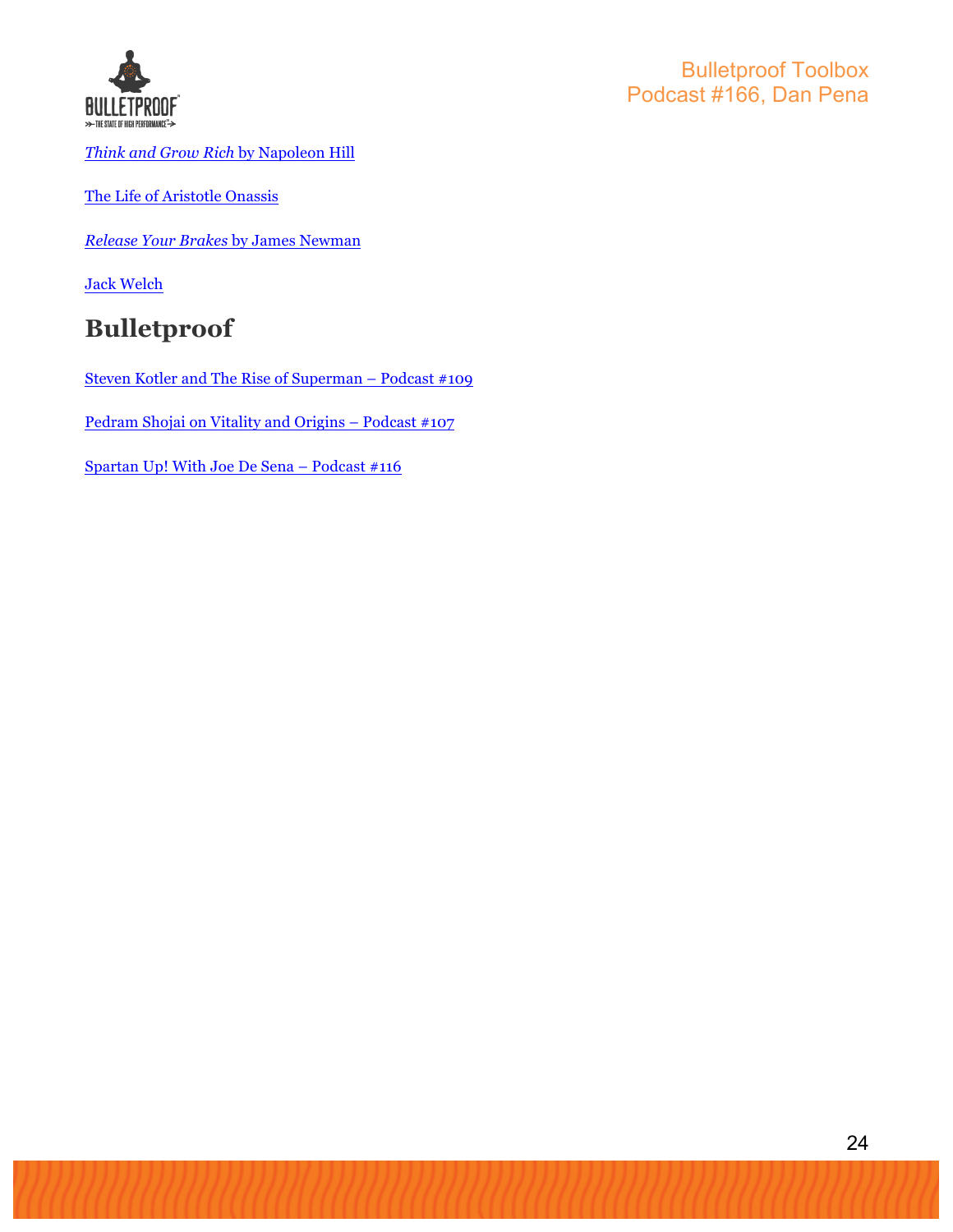*Think and Grow Rich* by Napoleon Hill

The Life of Aristotle Onassis

*Release Your Brakes* by James Newman

Jack Welch

## Bulletproof

Steven Kotler and The Rise of Superman – Podcast #109

Pedram Shojai on Vitality and Origins – Podcast #107

Spartan Up! With Joe De Sena – Podcast #116